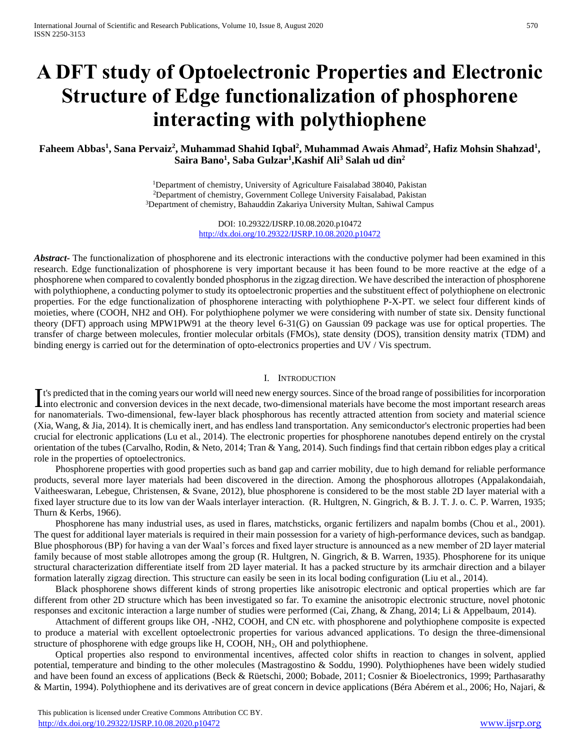# A DFT study of Optoelectronic Properties and Electronic Structure of Edge functionalization of phosphorene interacting with polythiophene

**Faheem Abbas[1], Sana Pervaiz[2], Muhammad Shahid Iqbal[2], Muhammad Awais Ahmad[2], Hafiz Mohsin Shahzad[1], Saira Bano[1], Saba Gulzar[1], Kashif Ali[3] Salah ud din[2]**

[1]Department of chemistry, University of Agriculture Faisalabad 38040, Pakistan
[2]Department of chemistry, Government College University Faisalabad, Pakistan
[3]Department of chemistry, Bahauddin Zakariya University Multan, Sahiwal Campus

DOI: 10.29322/IJSRP.10.08.2020.p10472
http://dx.doi.org/10.29322/IJSRP.10.08.2020.p10472

***Abstract***- The functionalization of phosphorene and its electronic interactions with the conductive polymer had been examined in this research. Edge functionalization of phosphorene is very important because it has been found to be more reactive at the edge of a phosphorene when compared to covalently bonded phosphorus in the zigzag direction. We have described the interaction of phosphorene with polythiophene, a conducting polymer to study its optoelectronic properties and the substituent effect of polythiophene on electronic properties. For the edge functionalization of phosphorene interacting with polythiophene P-X-PT. we select four different kinds of moieties, where (COOH, NH2 and OH). For polythiophene polymer we were considering with number of state six. Density functional theory (DFT) approach using MPW1PW91 at the theory level 6-31(G) on Gaussian 09 package was use for optical properties. The transfer of charge between molecules, frontier molecular orbitals (FMOs), state density (DOS), transition density matrix (TDM) and binding energy is carried out for the determination of opto-electronics properties and UV / Vis spectrum.

## I. Introduction

It's predicted that in the coming years our world will need new energy sources. Since of the broad range of possibilities for incorporation into electronic and conversion devices in the next decade, two-dimensional materials have become the most important research areas for nanomaterials. Two-dimensional, few-layer black phosphorous has recently attracted attention from society and material science (Xia, Wang, & Jia, 2014). It is chemically inert, and has endless land transportation. Any semiconductor's electronic properties had been crucial for electronic applications (Lu et al., 2014). The electronic properties for phosphorene nanotubes depend entirely on the crystal orientation of the tubes (Carvalho, Rodin, & Neto, 2014; Tran & Yang, 2014). Such findings find that certain ribbon edges play a critical role in the properties of optoelectronics.

Phosphorene properties with good properties such as band gap and carrier mobility, due to high demand for reliable performance products, several more layer materials had been discovered in the direction. Among the phosphorous allotropes (Appalakondaiah, Vaitheeswaran, Lebegue, Christensen, & Svane, 2012), blue phosphorene is considered to be the most stable 2D layer material with a fixed layer structure due to its low van der Waals interlayer interaction. (R. Hultgren, N. Gingrich, & B. J. T. J. o. C. P. Warren, 1935; Thurn & Kerbs, 1966).

Phosphorene has many industrial uses, as used in flares, matchsticks, organic fertilizers and napalm bombs (Chou et al., 2001). The quest for additional layer materials is required in their main possession for a variety of high-performance devices, such as bandgap. Blue phosphorous (BP) for having a van der Waal's forces and fixed layer structure is announced as a new member of 2D layer material family because of most stable allotropes among the group (R. Hultgren, N. Gingrich, & B. Warren, 1935). Phosphorene for its unique structural characterization differentiate itself from 2D layer material. It has a packed structure by its armchair direction and a bilayer formation laterally zigzag direction. This structure can easily be seen in its local boding configuration (Liu et al., 2014).

Black phosphorene shows different kinds of strong properties like anisotropic electronic and optical properties which are far different from other 2D structure which has been investigated so far. To examine the anisotropic electronic structure, novel photonic responses and excitonic interaction a large number of studies were performed (Cai, Zhang, & Zhang, 2014; Li & Appelbaum, 2014).

Attachment of different groups like OH, -NH2, COOH, and CN etc. with phosphorene and polythiophene composite is expected to produce a material with excellent optoelectronic properties for various advanced applications. To design the three-dimensional structure of phosphorene with edge groups like H, COOH, $NH_2$, OH and polythiophene.

Optical properties also respond to environmental incentives, affected color shifts in reaction to changes in solvent, applied potential, temperature and binding to the other molecules (Mastragostino & Soddu, 1990). Polythiophenes have been widely studied and have been found an excess of applications (Beck & Rüetschi, 2000; Bobade, 2011; Cosnier & Bioelectronics, 1999; Parthasarathy & Martin, 1994). Polythiophene and its derivatives are of great concern in device applications (Béra Abérem et al., 2006; Ho, Najari, &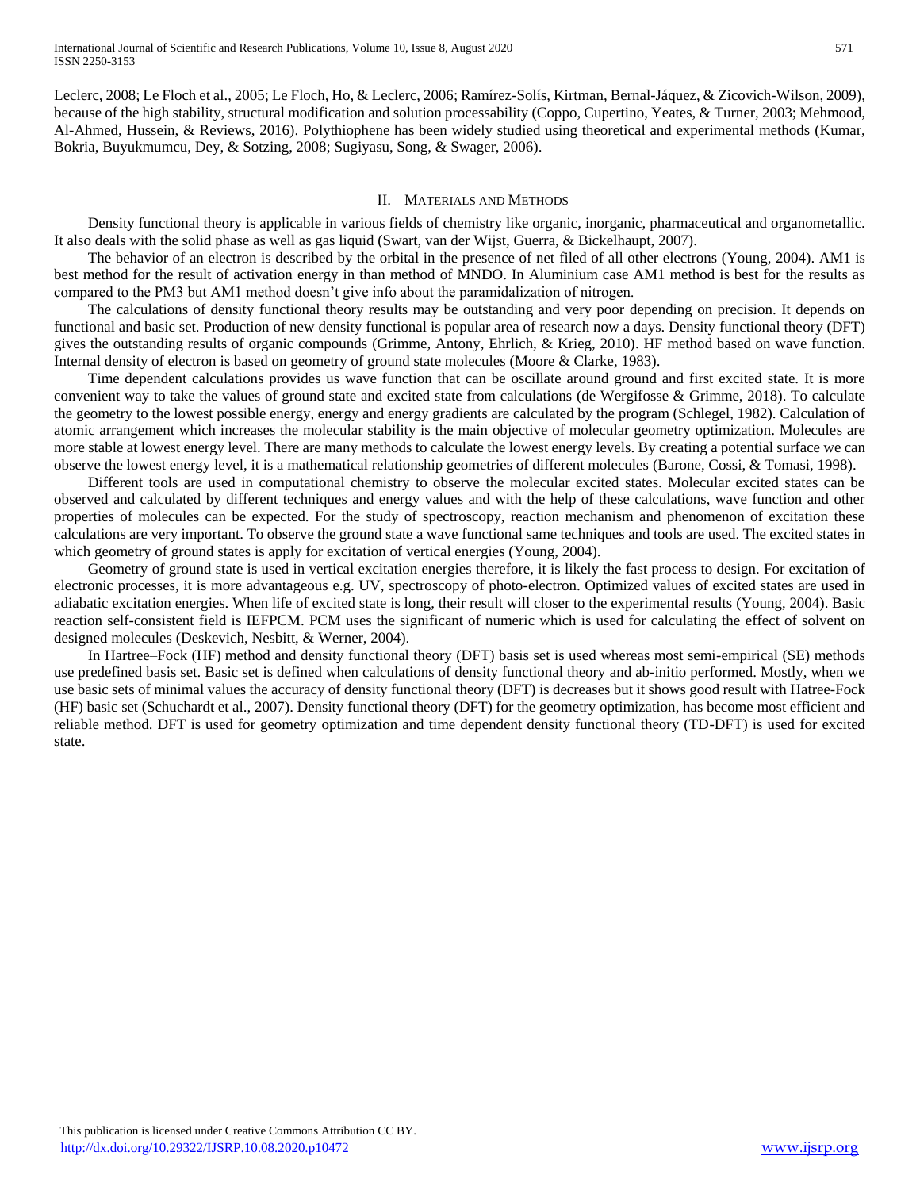Leclerc, 2008; Le Floch et al., 2005; Le Floch, Ho, & Leclerc, 2006; Ramírez-Solís, Kirtman, Bernal-Jáquez, & Zicovich-Wilson, 2009), because of the high stability, structural modification and solution processability (Coppo, Cupertino, Yeates, & Turner, 2003; Mehmood, Al-Ahmed, Hussein, & Reviews, 2016). Polythiophene has been widely studied using theoretical and experimental methods (Kumar, Bokria, Buyukmumcu, Dey, & Sotzing, 2008; Sugiyasu, Song, & Swager, 2006).

## II. Materials and Methods

Density functional theory is applicable in various fields of chemistry like organic, inorganic, pharmaceutical and organometallic. It also deals with the solid phase as well as gas liquid (Swart, van der Wijst, Guerra, & Bickelhaupt, 2007).

The behavior of an electron is described by the orbital in the presence of net filed of all other electrons (Young, 2004). AM1 is best method for the result of activation energy in than method of MNDO. In Aluminium case AM1 method is best for the results as compared to the PM3 but AM1 method doesn't give info about the paramidalization of nitrogen.

The calculations of density functional theory results may be outstanding and very poor depending on precision. It depends on functional and basic set. Production of new density functional is popular area of research now a days. Density functional theory (DFT) gives the outstanding results of organic compounds (Grimme, Antony, Ehrlich, & Krieg, 2010). HF method based on wave function. Internal density of electron is based on geometry of ground state molecules (Moore & Clarke, 1983).

Time dependent calculations provides us wave function that can be oscillate around ground and first excited state. It is more convenient way to take the values of ground state and excited state from calculations (de Wergifosse & Grimme, 2018). To calculate the geometry to the lowest possible energy, energy and energy gradients are calculated by the program (Schlegel, 1982). Calculation of atomic arrangement which increases the molecular stability is the main objective of molecular geometry optimization. Molecules are more stable at lowest energy level. There are many methods to calculate the lowest energy levels. By creating a potential surface we can observe the lowest energy level, it is a mathematical relationship geometries of different molecules (Barone, Cossi, & Tomasi, 1998).

Different tools are used in computational chemistry to observe the molecular excited states. Molecular excited states can be observed and calculated by different techniques and energy values and with the help of these calculations, wave function and other properties of molecules can be expected. For the study of spectroscopy, reaction mechanism and phenomenon of excitation these calculations are very important. To observe the ground state a wave functional same techniques and tools are used. The excited states in which geometry of ground states is apply for excitation of vertical energies (Young, 2004).

Geometry of ground state is used in vertical excitation energies therefore, it is likely the fast process to design. For excitation of electronic processes, it is more advantageous e.g. UV, spectroscopy of photo-electron. Optimized values of excited states are used in adiabatic excitation energies. When life of excited state is long, their result will closer to the experimental results (Young, 2004). Basic reaction self-consistent field is IEFPCM. PCM uses the significant of numeric which is used for calculating the effect of solvent on designed molecules (Deskevich, Nesbitt, & Werner, 2004).

In Hartree–Fock (HF) method and density functional theory (DFT) basis set is used whereas most semi-empirical (SE) methods use predefined basis set. Basic set is defined when calculations of density functional theory and ab-initio performed. Mostly, when we use basic sets of minimal values the accuracy of density functional theory (DFT) is decreases but it shows good result with Hatree-Fock (HF) basic set (Schuchardt et al., 2007). Density functional theory (DFT) for the geometry optimization, has become most efficient and reliable method. DFT is used for geometry optimization and time dependent density functional theory (TD-DFT) is used for excited state.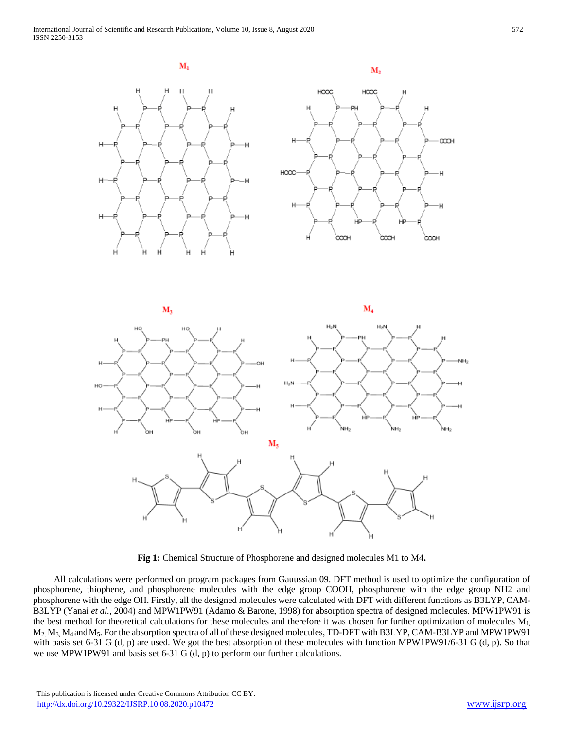**Fig 1:** Chemical Structure of Phosphorene and designed molecules M1 to M4**.**

All calculations were performed on program packages from Gauussian 09. DFT method is used to optimize the configuration of phosphorene, thiophene, and phosphorene molecules with the edge group COOH, phosphorene with the edge group NH2 and phosphorene with the edge OH. Firstly, all the designed molecules were calculated with DFT with different functions as B3LYP, CAM-B3LYP (Yanai *et al.*, 2004) and MPW1PW91 (Adamo & Barone, 1998) for absorption spectra of designed molecules. MPW1PW91 is the best method for theoretical calculations for these molecules and therefore it was chosen for further optimization of molecules $M_1$, $M_2$, $M_3$, $M_4$ and $M_5$. For the absorption spectra of all of these designed molecules, TD-DFT with B3LYP, CAM-B3LYP and MPW1PW91 with basis set 6-31 G (d, p) are used. We got the best absorption of these molecules with function MPW1PW91/6-31 G (d, p). So that we use MPW1PW91 and basis set 6-31 G (d, p) to perform our further calculations.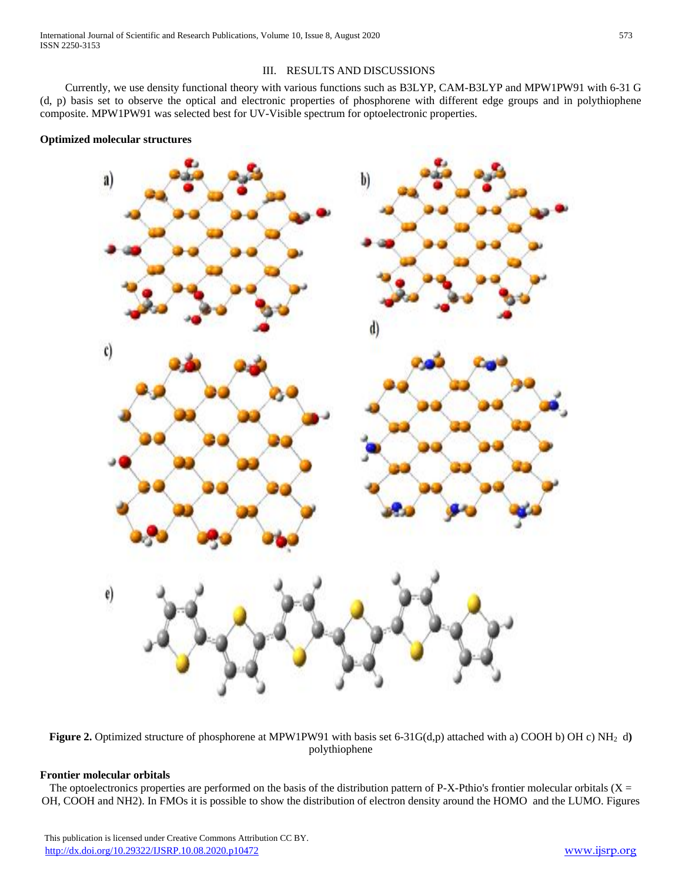## III. RESULTS AND DISCUSSIONS

Currently, we use density functional theory with various functions such as B3LYP, CAM-B3LYP and MPW1PW91 with 6-31 G (d, p) basis set to observe the optical and electronic properties of phosphorene with different edge groups and in polythiophene composite. MPW1PW91 was selected best for UV-Visible spectrum for optoelectronic properties.

### Optimized molecular structures

**Figure 2.** Optimized structure of phosphorene at MPW1PW91 with basis set 6-31G(d,p) attached with a) COOH b) OH c) $NH_2$ d**)** polythiophene

### Frontier molecular orbitals

The optoelectronics properties are performed on the basis of the distribution pattern of P-X-Pthio's frontier molecular orbitals (X = OH, COOH and NH2). In FMOs it is possible to show the distribution of electron density around the HOMO and the LUMO. Figures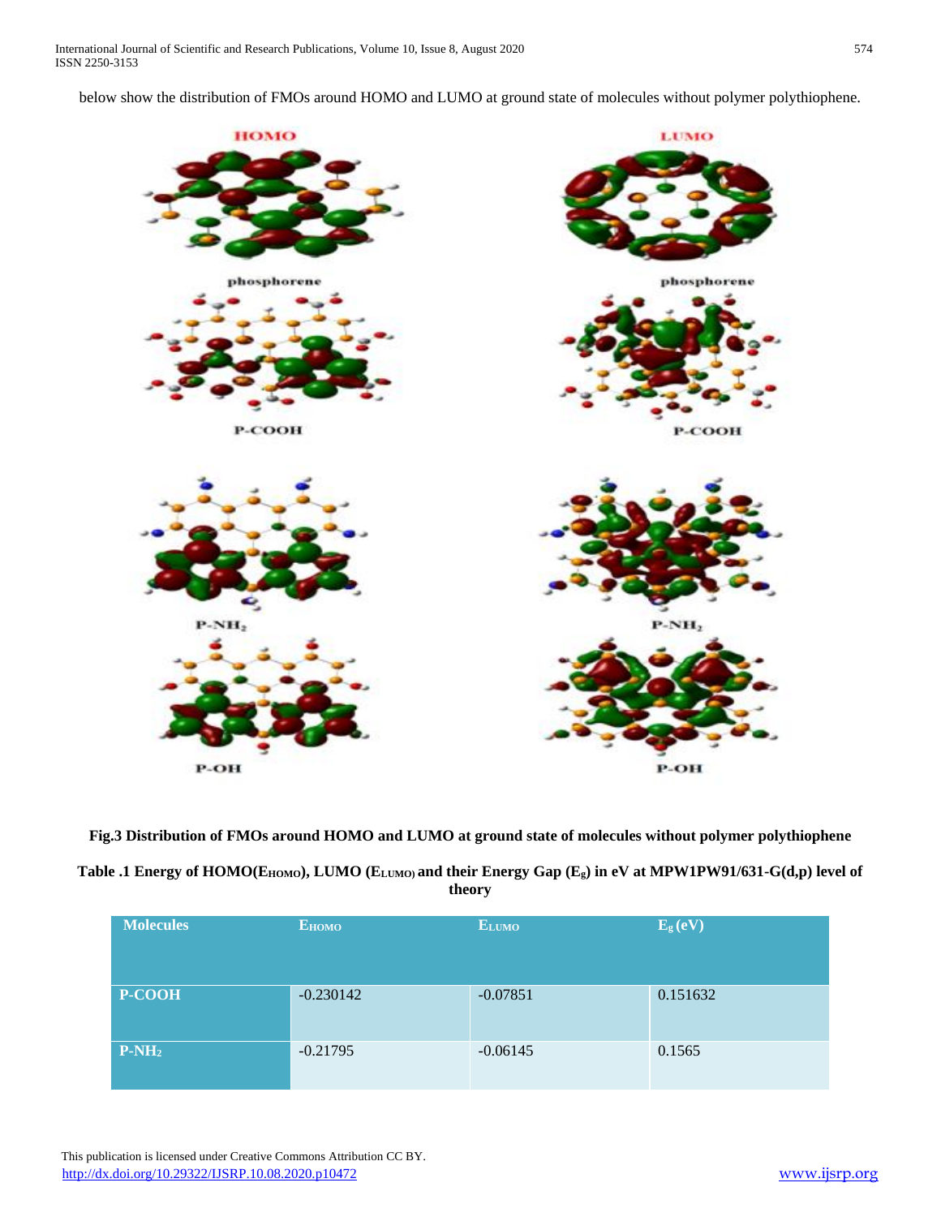below show the distribution of FMOs around HOMO and LUMO at ground state of molecules without polymer polythiophene.

**Fig.3 Distribution of FMOs around HOMO and LUMO at ground state of molecules without polymer polythiophene**

**Table .1 Energy of HOMO($E_{HOMO}$), LUMO ($E_{LUMO}$) and their Energy Gap ($E_g$) in eV at MPW1PW91/631-G(d,p) level of theory**

| Molecules | $E_{HOMO}$ | $E_{LUMO}$ | $E_g$ (eV) |
| --- | --- | --- | --- |
| P-COOH | -0.230142 | -0.07851 | 0.151632 |
| P-$NH_2$ | -0.21795 | -0.06145 | 0.1565 |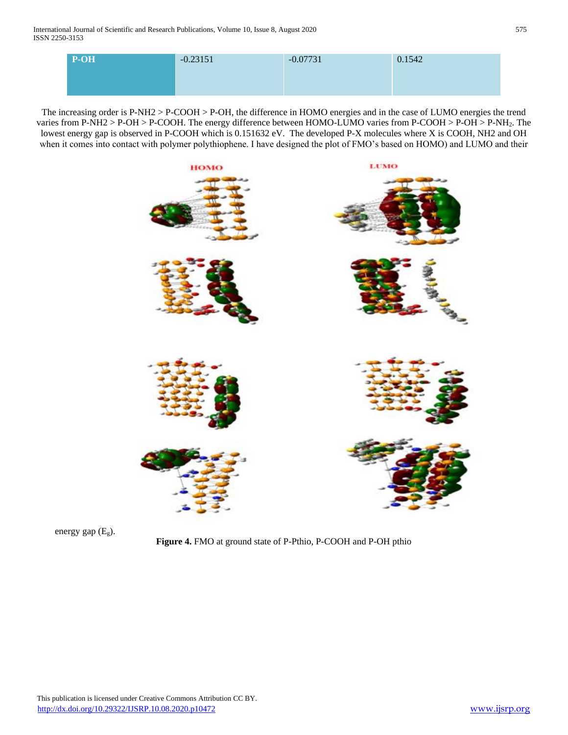| P-OH | -0.23151 | -0.07731 | 0.1542 |
|---|---|---|---|

The increasing order is P-NH2 > P-COOH > P-OH, the difference in HOMO energies and in the case of LUMO energies the trend varies from P-NH2 > P-OH > P-COOH. The energy difference between HOMO-LUMO varies from P-COOH > P-OH > P-$NH_2$. The lowest energy gap is observed in P-COOH which is 0.151632 eV. The developed P-X molecules where X is COOH, NH2 and OH when it comes into contact with polymer polythiophene. I have designed the plot of FMO's based on HOMO) and LUMO and their energy gap ($E_g$).

**Figure 4.** FMO at ground state of P-Pthio, P-COOH and P-OH pthio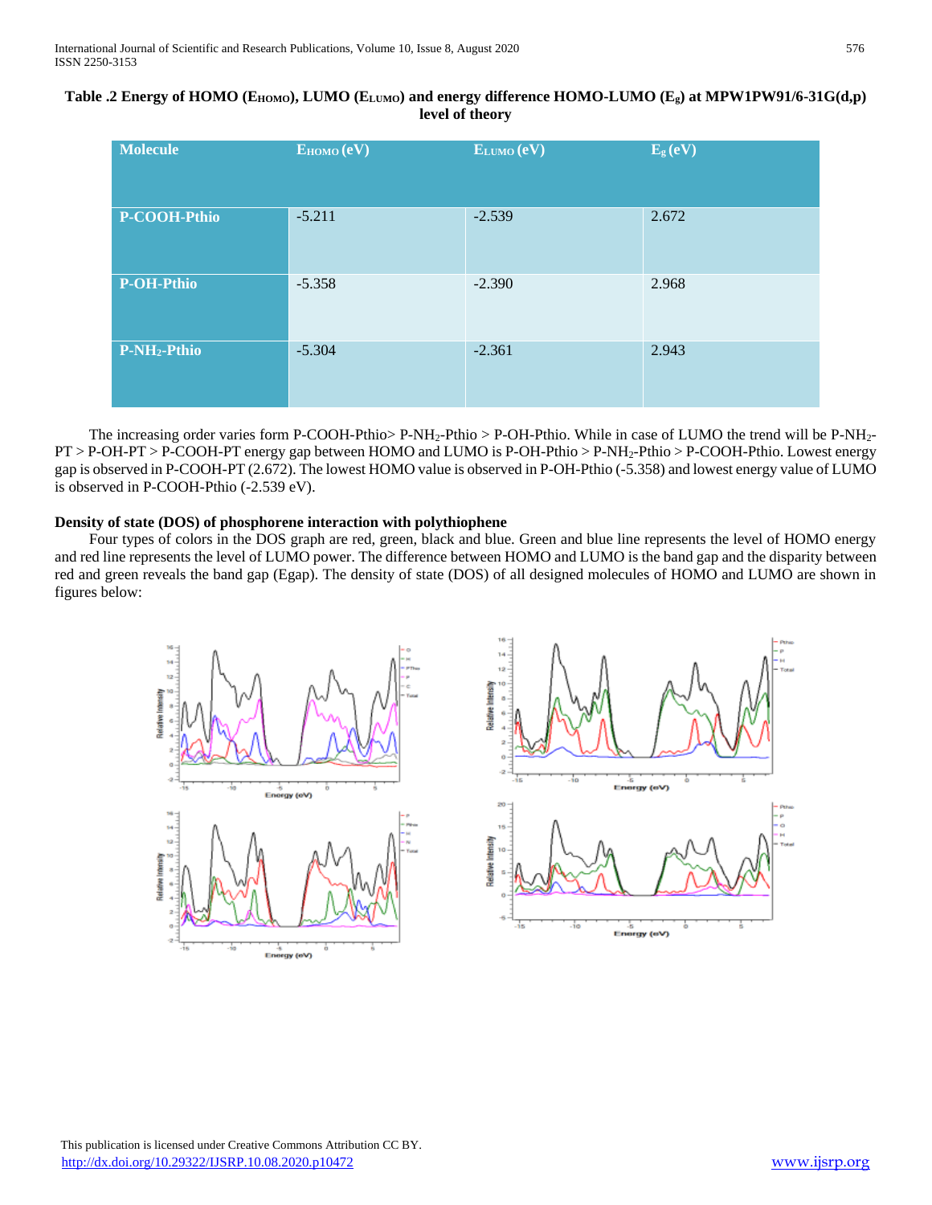**Table .2 Energy of HOMO ($E_{HOMO}$), LUMO ($E_{LUMO}$) and energy difference HOMO-LUMO ($E_g$) at MPW1PW91/6-31G(d,p) level of theory**

| Molecule | $E_{HOMO}$ (eV) | $E_{LUMO}$ (eV) | $E_g$ (eV) |
|---|---|---|---|
| **P-COOH-Pthio** | -5.211 | -2.539 | 2.672 |
| **P-OH-Pthio** | -5.358 | -2.390 | 2.968 |
| **P-$NH_2$-Pthio** | -5.304 | -2.361 | 2.943 |

The increasing order varies form P-COOH-Pthio> P-$NH_2$-Pthio > P-OH-Pthio. While in case of LUMO the trend will be P-$NH_2$-PT > P-OH-PT > P-COOH-PT energy gap between HOMO and LUMO is P-OH-Pthio > P-$NH_2$-Pthio > P-COOH-Pthio. Lowest energy gap is observed in P-COOH-PT (2.672). The lowest HOMO value is observed in P-OH-Pthio (-5.358) and lowest energy value of LUMO is observed in P-COOH-Pthio (-2.539 eV).

**Density of state (DOS) of phosphorene interaction with polythiophene**

Four types of colors in the DOS graph are red, green, black and blue. Green and blue line represents the level of HOMO energy and red line represents the level of LUMO power. The difference between HOMO and LUMO is the band gap and the disparity between red and green reveals the band gap (Egap). The density of state (DOS) of all designed molecules of HOMO and LUMO are shown in figures below: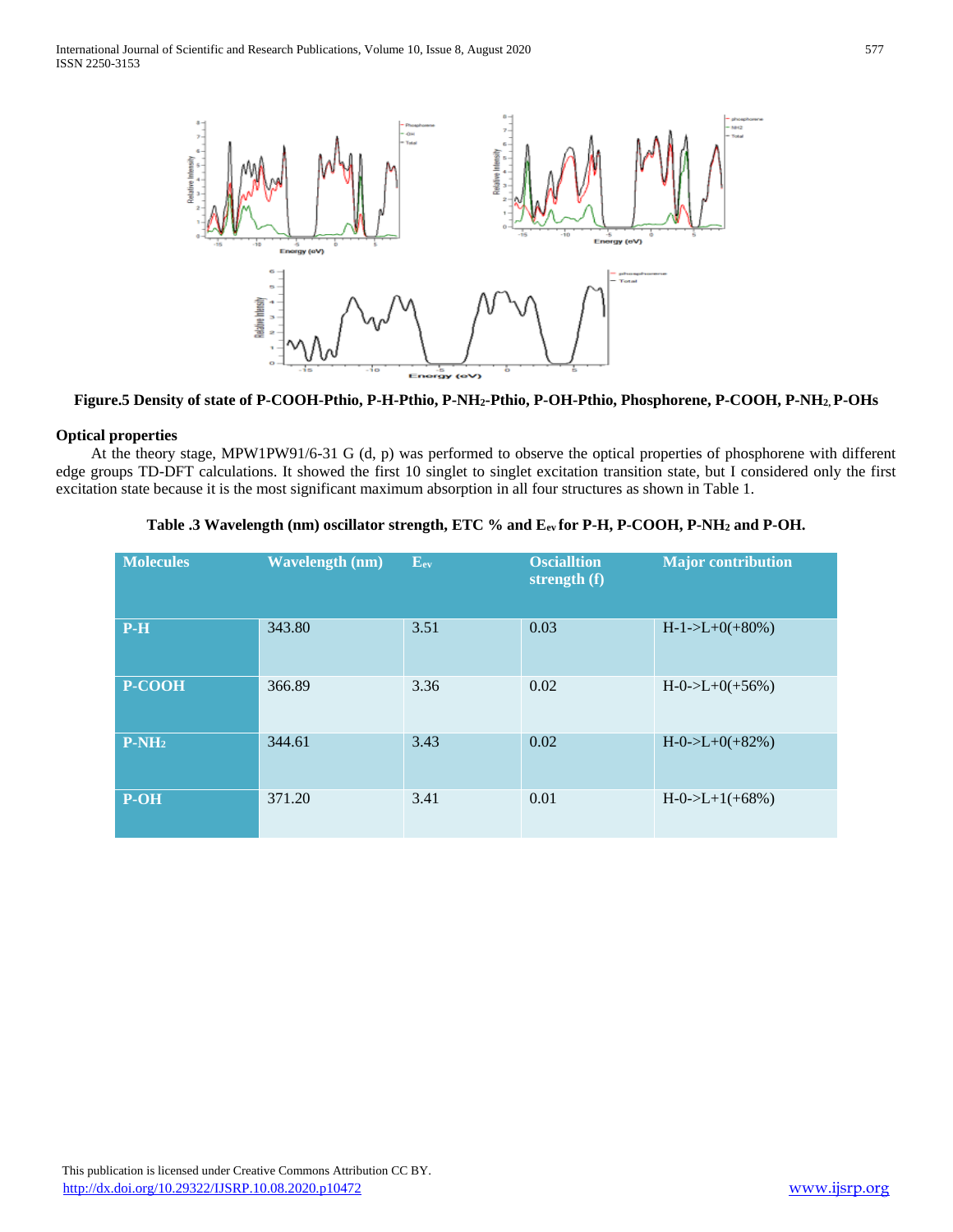**Figure.5 Density of state of P-COOH-Pthio, P-H-Pthio, P-$NH_2$-Pthio, P-OH-Pthio, Phosphorene, P-COOH, P-$NH_2$, P-OHs**

## Optical properties

At the theory stage, MPW1PW91/6-31 G (d, p) was performed to observe the optical properties of phosphorene with different edge groups TD-DFT calculations. It showed the first 10 singlet to singlet excitation transition state, but I considered only the first excitation state because it is the most significant maximum absorption in all four structures as shown in Table 1.

**Table .3 Wavelength (nm) oscillator strength, ETC % and $E_{ev}$ for P-H, P-COOH, P-$NH_2$ and P-OH.**

| Molecules | Wavelength (nm) | $E_{ev}$ | Oscialltion strength (f) | Major contribution |
|---|---|---|---|---|
| P-H | 343.80 | 3.51 | 0.03 | H-1->L+0(+80%) |
| P-COOH | 366.89 | 3.36 | 0.02 | H-0->L+0(+56%) |
| P-$NH_2$ | 344.61 | 3.43 | 0.02 | H-0->L+0(+82%) |
| P-OH | 371.20 | 3.41 | 0.01 | H-0->L+1(+68%) |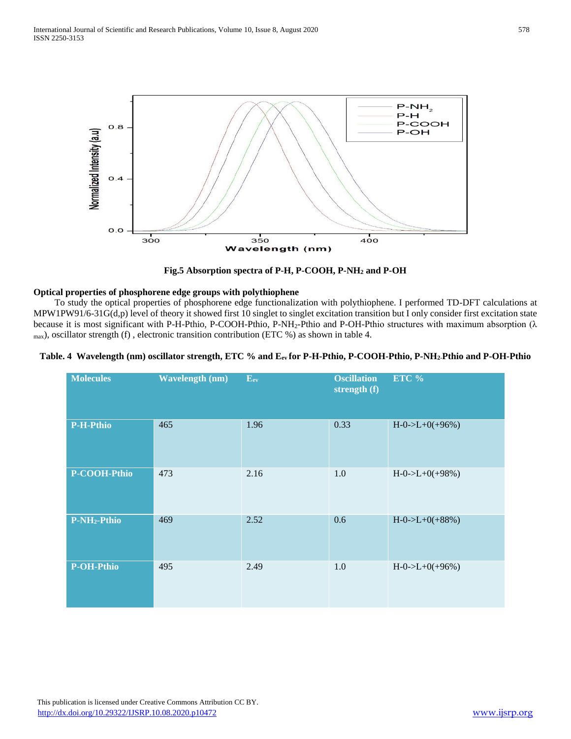Fig.5 Absorption spectra of P-H, P-COOH, P-$NH_2$ and P-OH

**Optical properties of phosphorene edge groups with polythiophene**

To study the optical properties of phosphorene edge functionalization with polythiophene. I performed TD-DFT calculations at MPW1PW91/6-31G(d,p) level of theory it showed first 10 singlet to singlet excitation transition but I only consider first excitation state because it is most significant with P-H-Pthio, P-COOH-Pthio, P-$NH_2$-Pthio and P-OH-Pthio structures with maximum absorption ($\lambda_{max}$), oscillator strength (f) , electronic transition contribution (ETC %) as shown in table 4.

**Table. 4 Wavelength (nm) oscillator strength, ETC % and $E_{ev}$ for P-H-Pthio, P-COOH-Pthio, P-$NH_2$-Pthio and P-OH-Pthio**

| Molecules | Wavelength (nm) | $E_{ev}$ | Oscillation strength (f) | ETC % |
|---|---|---|---|---|
| P-H-Pthio | 465 | 1.96 | 0.33 | H-0->L+0(+96%) |
| P-COOH-Pthio | 473 | 2.16 | 1.0 | H-0->L+0(+98%) |
| P-$NH_2$-Pthio | 469 | 2.52 | 0.6 | H-0->L+0(+88%) |
| P-OH-Pthio | 495 | 2.49 | 1.0 | H-0->L+0(+96%) |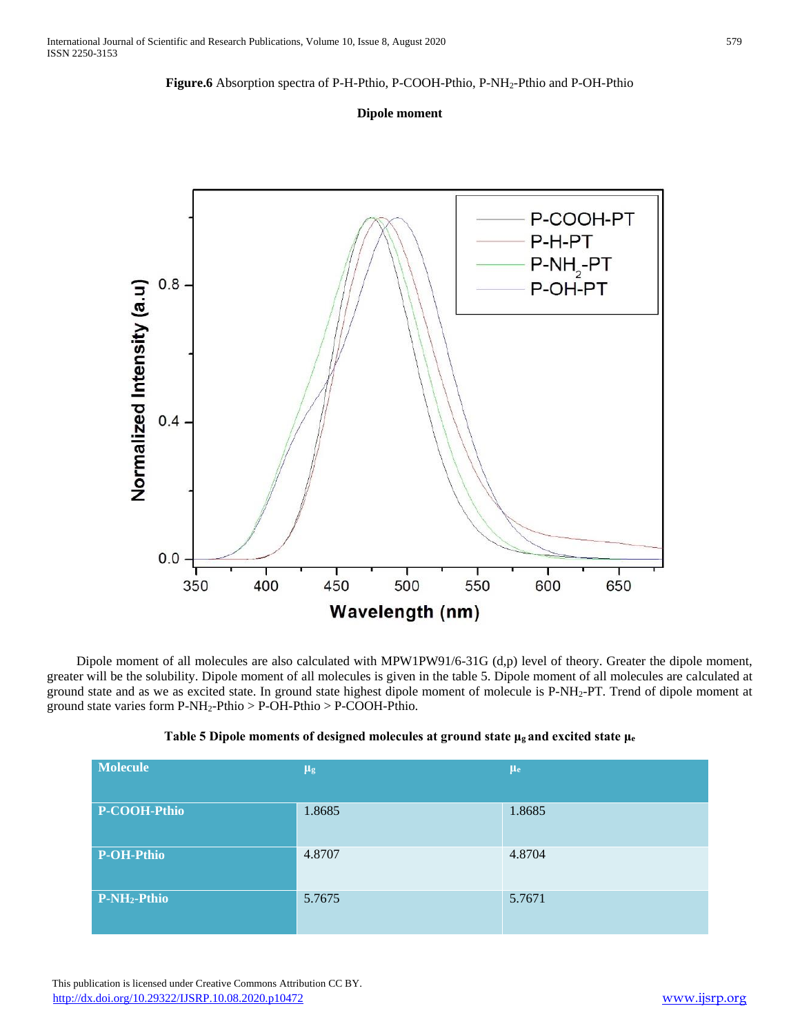**Figure.6** Absorption spectra of P-H-Pthio, P-COOH-Pthio, P-$NH_2$-Pthio and P-OH-Pthio

**Dipole moment**

Dipole moment of all molecules are also calculated with MPW1PW91/6-31G (d,p) level of theory. Greater the dipole moment, greater will be the solubility. Dipole moment of all molecules is given in the table 5. Dipole moment of all molecules are calculated at ground state and as we as excited state. In ground state highest dipole moment of molecule is P-$NH_2$-PT. Trend of dipole moment at ground state varies form P-$NH_2$-Pthio > P-OH-Pthio > P-COOH-Pthio.

**Table 5 Dipole moments of designed molecules at ground state $\mu_g$ and excited state $\mu_e$**

| Molecule | $\mu_g$ | $\mu_e$ |
|---|---|---|
| P-COOH-Pthio | 1.8685 | 1.8685 |
| P-OH-Pthio | 4.8707 | 4.8704 |
| P-$NH_2$-Pthio | 5.7675 | 5.7671 |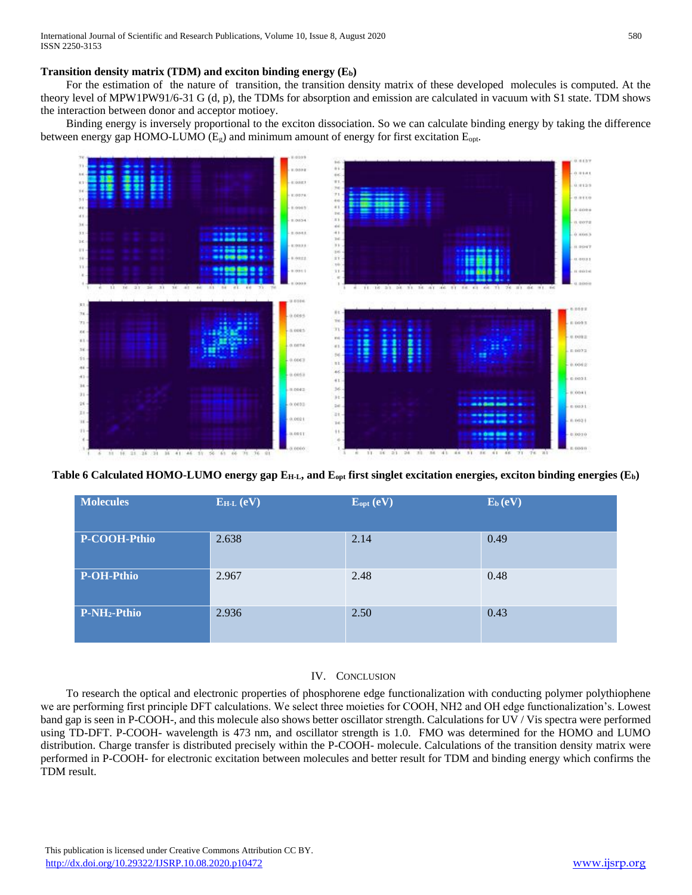**Transition density matrix (TDM) and exciton binding energy ($E_b$)**

For the estimation of the nature of transition, the transition density matrix of these developed molecules is computed. At the theory level of MPW1PW91/6-31 G (d, p), the TDMs for absorption and emission are calculated in vacuum with S1 state. TDM shows the interaction between donor and acceptor motioey.

Binding energy is inversely proportional to the exciton dissociation. So we can calculate binding energy by taking the difference between energy gap HOMO-LUMO ($E_g$) and minimum amount of energy for first excitation $E_{opt}$.

**Table 6 Calculated HOMO-LUMO energy gap $E_{H-L}$, and $E_{opt}$ first singlet excitation energies, exciton binding energies ($E_b$)**

| Molecules | $E_{H-L}$ (eV) | $E_{opt}$ (eV) | $E_b$ (eV) |
|---|---|---|---|
| P-COOH-Pthio | 2.638 | 2.14 | 0.49 |
| P-OH-Pthio | 2.967 | 2.48 | 0.48 |
| P-$NH_2$-Pthio | 2.936 | 2.50 | 0.43 |

## IV. Conclusion

To research the optical and electronic properties of phosphorene edge functionalization with conducting polymer polythiophene we are performing first principle DFT calculations. We select three moieties for COOH, NH2 and OH edge functionalization's. Lowest band gap is seen in P-COOH-, and this molecule also shows better oscillator strength. Calculations for UV / Vis spectra were performed using TD-DFT. P-COOH- wavelength is 473 nm, and oscillator strength is 1.0. FMO was determined for the HOMO and LUMO distribution. Charge transfer is distributed precisely within the P-COOH- molecule. Calculations of the transition density matrix were performed in P-COOH- for electronic excitation between molecules and better result for TDM and binding energy which confirms the TDM result.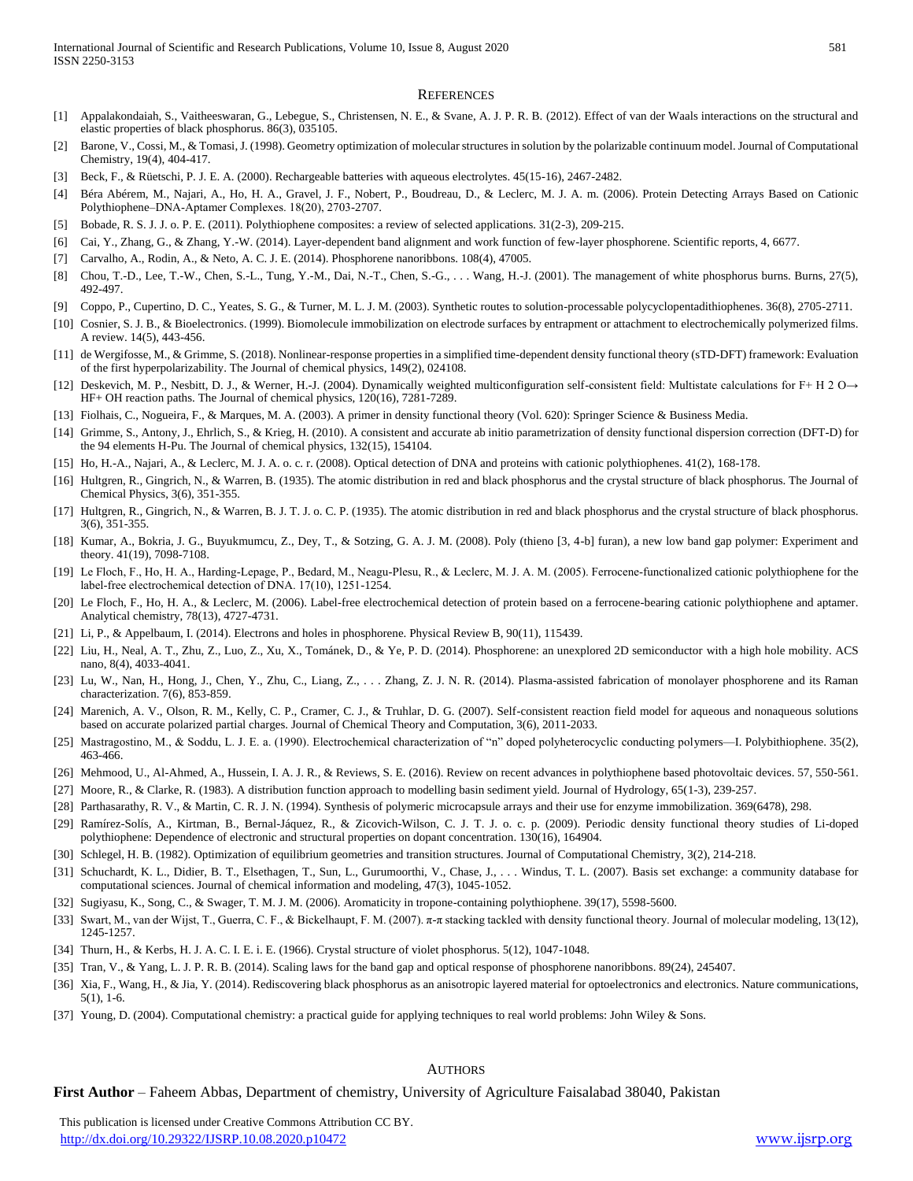## REFERENCES

[1] Appalakondaiah, S., Vaitheeswaran, G., Lebegue, S., Christensen, N. E., & Svane, A. J. P. R. B. (2012). Effect of van der Waals interactions on the structural and elastic properties of black phosphorus. 86(3), 035105.

[2] Barone, V., Cossi, M., & Tomasi, J. (1998). Geometry optimization of molecular structures in solution by the polarizable continuum model. Journal of Computational Chemistry, 19(4), 404-417.

[3] Beck, F., & Rüetschi, P. J. E. A. (2000). Rechargeable batteries with aqueous electrolytes. 45(15-16), 2467-2482.

[4] Béra Abérem, M., Najari, A., Ho, H. A., Gravel, J. F., Nobert, P., Boudreau, D., & Leclerc, M. J. A. m. (2006). Protein Detecting Arrays Based on Cationic Polythiophene–DNA-Aptamer Complexes. 18(20), 2703-2707.

[5] Bobade, R. S. J. J. o. P. E. (2011). Polythiophene composites: a review of selected applications. 31(2-3), 209-215.

[6] Cai, Y., Zhang, G., & Zhang, Y.-W. (2014). Layer-dependent band alignment and work function of few-layer phosphorene. Scientific reports, 4, 6677.

[7] Carvalho, A., Rodin, A., & Neto, A. C. J. E. (2014). Phosphorene nanoribbons. 108(4), 47005.

[8] Chou, T.-D., Lee, T.-W., Chen, S.-L., Tung, Y.-M., Dai, N.-T., Chen, S.-G., . . . Wang, H.-J. (2001). The management of white phosphorus burns. Burns, 27(5), 492-497.

[9] Coppo, P., Cupertino, D. C., Yeates, S. G., & Turner, M. L. J. M. (2003). Synthetic routes to solution-processable polycyclopentadithiophenes. 36(8), 2705-2711.

[10] Cosnier, S. J. B., & Bioelectronics. (1999). Biomolecule immobilization on electrode surfaces by entrapment or attachment to electrochemically polymerized films. A review. 14(5), 443-456.

[11] de Wergifosse, M., & Grimme, S. (2018). Nonlinear-response properties in a simplified time-dependent density functional theory (sTD-DFT) framework: Evaluation of the first hyperpolarizability. The Journal of chemical physics, 149(2), 024108.

[12] Deskevich, M. P., Nesbitt, D. J., & Werner, H.-J. (2004). Dynamically weighted multiconfiguration self-consistent field: Multistate calculations for F+ H 2 O→ HF+ OH reaction paths. The Journal of chemical physics, 120(16), 7281-7289.

[13] Fiolhais, C., Nogueira, F., & Marques, M. A. (2003). A primer in density functional theory (Vol. 620): Springer Science & Business Media.

[14] Grimme, S., Antony, J., Ehrlich, S., & Krieg, H. (2010). A consistent and accurate ab initio parametrization of density functional dispersion correction (DFT-D) for the 94 elements H-Pu. The Journal of chemical physics, 132(15), 154104.

[15] Ho, H.-A., Najari, A., & Leclerc, M. J. A. o. c. r. (2008). Optical detection of DNA and proteins with cationic polythiophenes. 41(2), 168-178.

[16] Hultgren, R., Gingrich, N., & Warren, B. (1935). The atomic distribution in red and black phosphorus and the crystal structure of black phosphorus. The Journal of Chemical Physics, 3(6), 351-355.

[17] Hultgren, R., Gingrich, N., & Warren, B. J. T. J. o. C. P. (1935). The atomic distribution in red and black phosphorus and the crystal structure of black phosphorus. 3(6), 351-355.

[18] Kumar, A., Bokria, J. G., Buyukmumcu, Z., Dey, T., & Sotzing, G. A. J. M. (2008). Poly (thieno [3, 4-b] furan), a new low band gap polymer: Experiment and theory. 41(19), 7098-7108.

[19] Le Floch, F., Ho, H. A., Harding-Lepage, P., Bedard, M., Neagu-Plesu, R., & Leclerc, M. J. A. M. (2005). Ferrocene-functionalized cationic polythiophene for the label-free electrochemical detection of DNA. 17(10), 1251-1254.

[20] Le Floch, F., Ho, H. A., & Leclerc, M. (2006). Label-free electrochemical detection of protein based on a ferrocene-bearing cationic polythiophene and aptamer. Analytical chemistry, 78(13), 4727-4731.

[21] Li, P., & Appelbaum, I. (2014). Electrons and holes in phosphorene. Physical Review B, 90(11), 115439.

[22] Liu, H., Neal, A. T., Zhu, Z., Luo, Z., Xu, X., Tománek, D., & Ye, P. D. (2014). Phosphorene: an unexplored 2D semiconductor with a high hole mobility. ACS nano, 8(4), 4033-4041.

[23] Lu, W., Nan, H., Hong, J., Chen, Y., Zhu, C., Liang, Z., . . . Zhang, Z. J. N. R. (2014). Plasma-assisted fabrication of monolayer phosphorene and its Raman characterization. 7(6), 853-859.

[24] Marenich, A. V., Olson, R. M., Kelly, C. P., Cramer, C. J., & Truhlar, D. G. (2007). Self-consistent reaction field model for aqueous and nonaqueous solutions based on accurate polarized partial charges. Journal of Chemical Theory and Computation, 3(6), 2011-2033.

[25] Mastragostino, M., & Soddu, L. J. E. a. (1990). Electrochemical characterization of "n" doped polyheterocyclic conducting polymers—I. Polybithiophene. 35(2), 463-466.

[26] Mehmood, U., Al-Ahmed, A., Hussein, I. A. J. R., & Reviews, S. E. (2016). Review on recent advances in polythiophene based photovoltaic devices. 57, 550-561.

[27] Moore, R., & Clarke, R. (1983). A distribution function approach to modelling basin sediment yield. Journal of Hydrology, 65(1-3), 239-257.

[28] Parthasarathy, R. V., & Martin, C. R. J. N. (1994). Synthesis of polymeric microcapsule arrays and their use for enzyme immobilization. 369(6478), 298.

[29] Ramírez-Solís, A., Kirtman, B., Bernal-Jáquez, R., & Zicovich-Wilson, C. J. T. J. o. c. p. (2009). Periodic density functional theory studies of Li-doped polythiophene: Dependence of electronic and structural properties on dopant concentration. 130(16), 164904.

[30] Schlegel, H. B. (1982). Optimization of equilibrium geometries and transition structures. Journal of Computational Chemistry, 3(2), 214-218.

[31] Schuchardt, K. L., Didier, B. T., Elsethagen, T., Sun, L., Gurumoorthi, V., Chase, J., . . . Windus, T. L. (2007). Basis set exchange: a community database for computational sciences. Journal of chemical information and modeling, 47(3), 1045-1052.

[32] Sugiyasu, K., Song, C., & Swager, T. M. J. M. (2006). Aromaticity in tropone-containing polythiophene. 39(17), 5598-5600.

[33] Swart, M., van der Wijst, T., Guerra, C. F., & Bickelhaupt, F. M. (2007). π-π stacking tackled with density functional theory. Journal of molecular modeling, 13(12), 1245-1257.

[34] Thurn, H., & Kerbs, H. J. A. C. I. E. i. E. (1966). Crystal structure of violet phosphorus. 5(12), 1047-1048.

[35] Tran, V., & Yang, L. J. P. R. B. (2014). Scaling laws for the band gap and optical response of phosphorene nanoribbons. 89(24), 245407.

[36] Xia, F., Wang, H., & Jia, Y. (2014). Rediscovering black phosphorus as an anisotropic layered material for optoelectronics and electronics. Nature communications, 5(1), 1-6.

[37] Young, D. (2004). Computational chemistry: a practical guide for applying techniques to real world problems: John Wiley & Sons.

## AUTHORS

**First Author** – Faheem Abbas, Department of chemistry, University of Agriculture Faisalabad 38040, Pakistan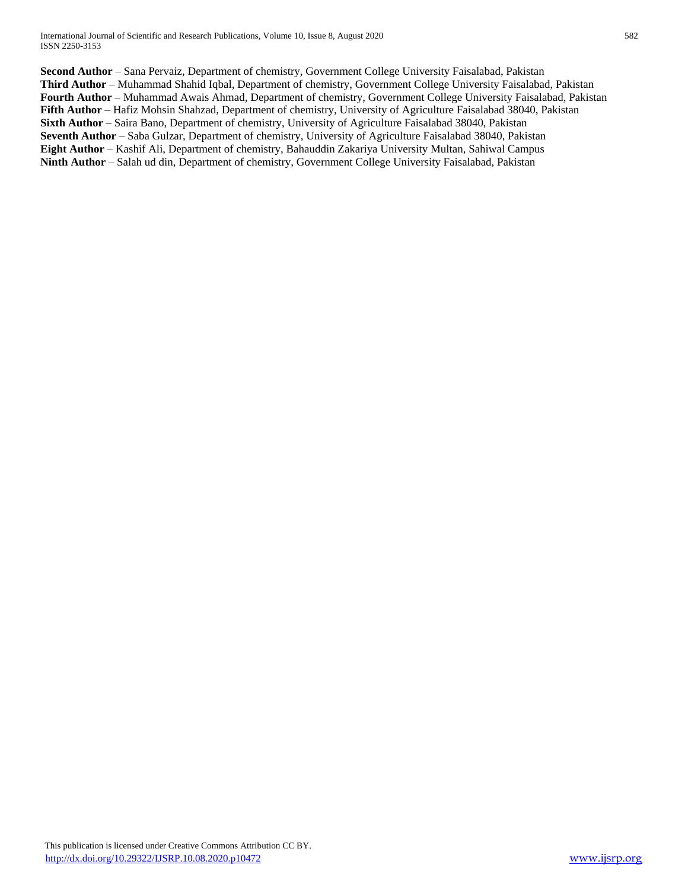**Second Author** – Sana Pervaiz, Department of chemistry, Government College University Faisalabad, Pakistan
**Third Author** – Muhammad Shahid Iqbal, Department of chemistry, Government College University Faisalabad, Pakistan
**Fourth Author** – Muhammad Awais Ahmad, Department of chemistry, Government College University Faisalabad, Pakistan
**Fifth Author** – Hafiz Mohsin Shahzad, Department of chemistry, University of Agriculture Faisalabad 38040, Pakistan
**Sixth Author** – Saira Bano, Department of chemistry, University of Agriculture Faisalabad 38040, Pakistan
**Seventh Author** – Saba Gulzar, Department of chemistry, University of Agriculture Faisalabad 38040, Pakistan
**Eight Author** – Kashif Ali, Department of chemistry, Bahauddin Zakariya University Multan, Sahiwal Campus
**Ninth Author** – Salah ud din, Department of chemistry, Government College University Faisalabad, Pakistan